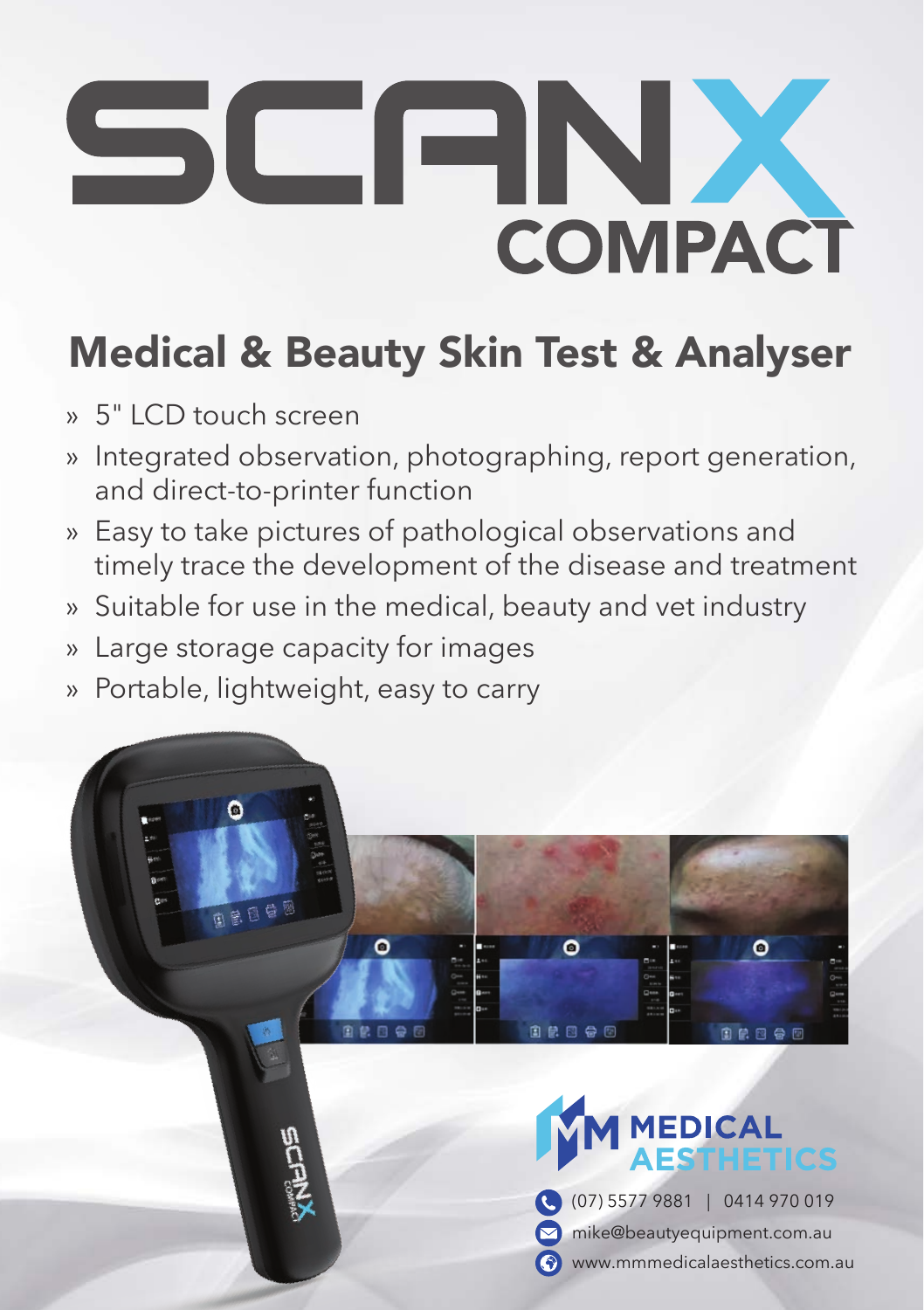# SCANX COMPACT

## Medical & Beauty Skin Test & Analyser

- 5" LCD touch screen
- Integrated observation, photographing, report generation, and direct-to-printer function
- Easy to take pictures of pathological observations and timely trace the development of the disease and treatment
- Suitable for use in the medical, beauty and vet industry
- Large storage capacity for images
- Portable, lightweight, easy to carry

**MM MEDICAL AESTHETICS**

(07) 5577 9881 | 0414 970 019

mike@beautyequipment.com.au

www.mmmedicalaesthetics.com.au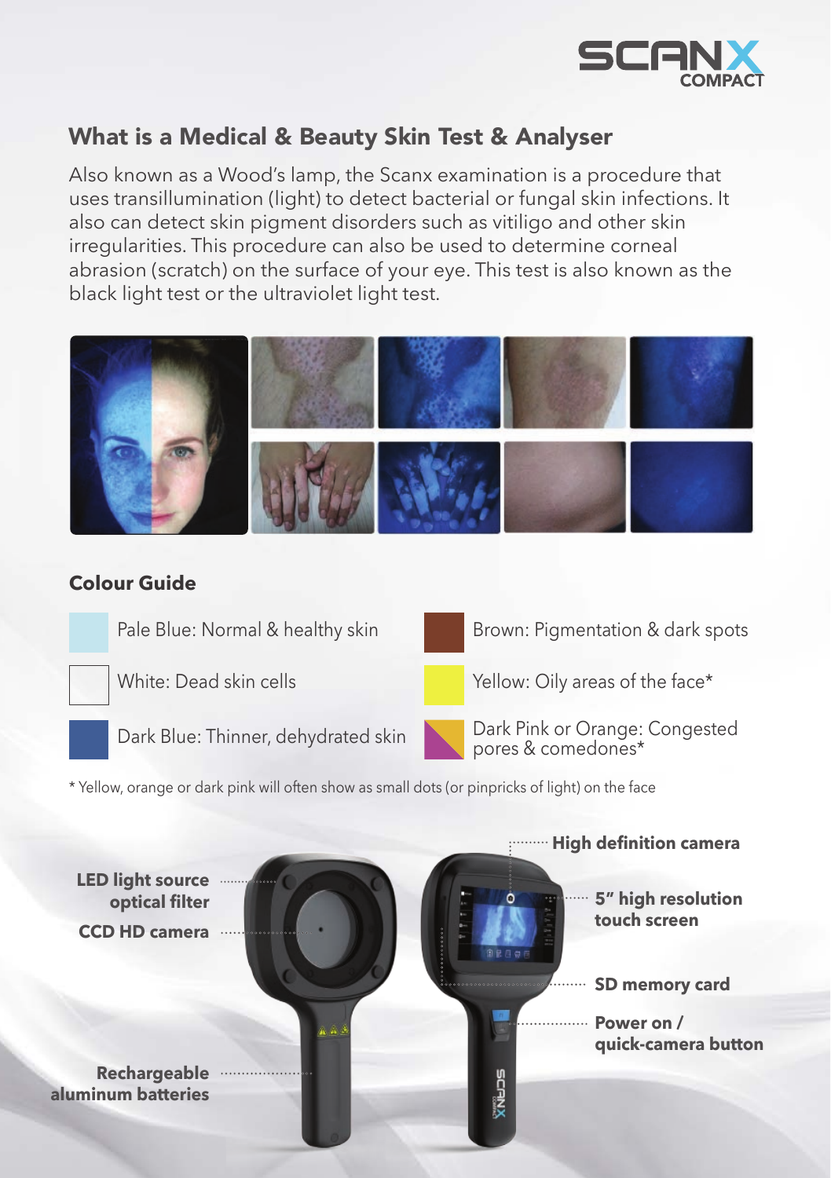SCANX COMPACT

## What is a Medical & Beauty Skin Test & Analyser

Also known as a Wood's lamp, the Scanx examination is a procedure that uses transillumination (light) to detect bacterial or fungal skin infections. It also can detect skin pigment disorders such as vitiligo and other skin irregularities. This procedure can also be used to determine corneal abrasion (scratch) on the surface of your eye. This test is also known as the black light test or the ultraviolet light test.

### Colour Guide

- Pale Blue: Normal & healthy skin
- White: Dead skin cells
- Dark Blue: Thinner, dehydrated skin
- Brown: Pigmentation & dark spots
- Yellow: Oily areas of the face*
- Dark Pink or Orange: Congested pores & comedones*

* Yellow, orange or dark pink will often show as small dots (or pinpricks of light) on the face

**LED light source optical filter**

**CCD HD camera**

**Rechargeable aluminum batteries**

**High definition camera**

**5" high resolution touch screen**

**SD memory card**

**Power on / quick-camera button**